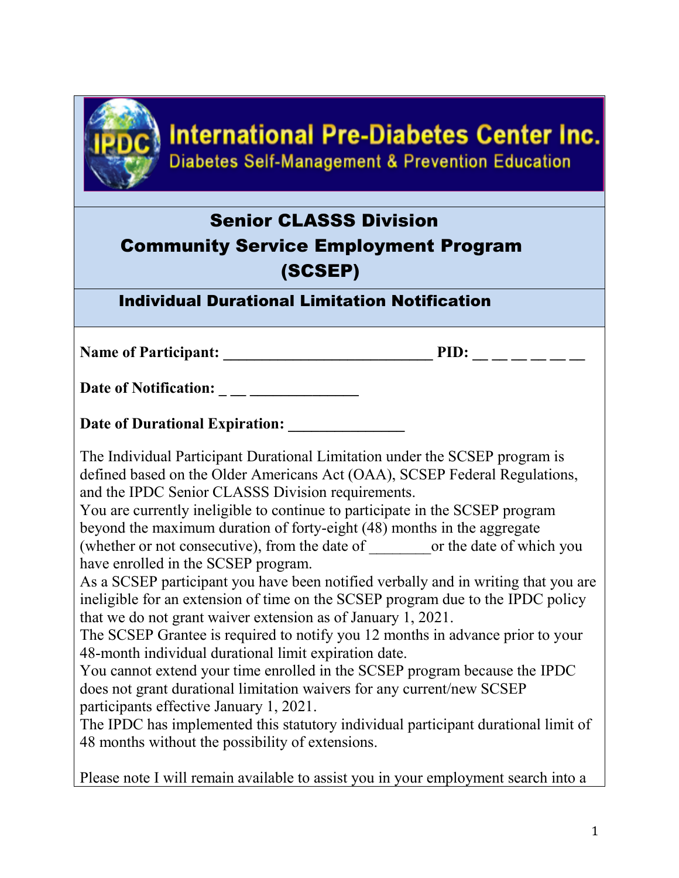# International Pre-Diabetes Center Inc.

Diabetes Self-Management & Prevention Education

## Senior CLASSS Division
## Community Service Employment Program (SCSEP)

### Individual Durational Limitation Notification

**Name of Participant: ___________________________ PID: __ __ __ __ __ __ __**

**Date of Notification: _ __ ______________**

**Date of Durational Expiration: _______________**

The Individual Participant Durational Limitation under the SCSEP program is defined based on the Older Americans Act (OAA), SCSEP Federal Regulations, and the IPDC Senior CLASSS Division requirements.

You are currently ineligible to continue to participate in the SCSEP program beyond the maximum duration of forty-eight (48) months in the aggregate (whether or not consecutive), from the date of ________or the date of which you have enrolled in the SCSEP program.

As a SCSEP participant you have been notified verbally and in writing that you are ineligible for an extension of time on the SCSEP program due to the IPDC policy that we do not grant waiver extension as of January 1, 2021.

The SCSEP Grantee is required to notify you 12 months in advance prior to your 48-month individual durational limit expiration date.

You cannot extend your time enrolled in the SCSEP program because the IPDC does not grant durational limitation waivers for any current/new SCSEP participants effective January 1, 2021.

The IPDC has implemented this statutory individual participant durational limit of 48 months without the possibility of extensions.

Please note I will remain available to assist you in your employment search into a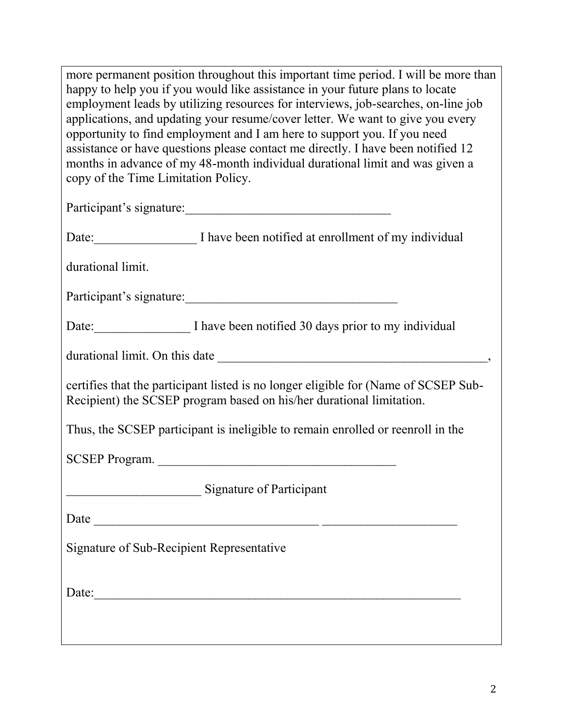more permanent position throughout this important time period. I will be more than happy to help you if you would like assistance in your future plans to locate employment leads by utilizing resources for interviews, job-searches, on-line job applications, and updating your resume/cover letter. We want to give you every opportunity to find employment and I am here to support you. If you need assistance or have questions please contact me directly. I have been notified 12 months in advance of my 48-month individual durational limit and was given a copy of the Time Limitation Policy.

Participant's signature:________________________________

Date:________________ I have been notified at enrollment of my individual durational limit.

Participant's signature:_________________________________

Date:_______________ I have been notified 30 days prior to my individual durational limit. On this date ___________________________________________,

certifies that the participant listed is no longer eligible for (Name of SCSEP Sub-Recipient) the SCSEP program based on his/her durational limitation.

Thus, the SCSEP participant is ineligible to remain enrolled or reenroll in the SCSEP Program. _____________________________________

_____________________ Signature of Participant

Date ___________________________________ _____________________

Signature of Sub-Recipient Representative

Date:___________________________________________________________